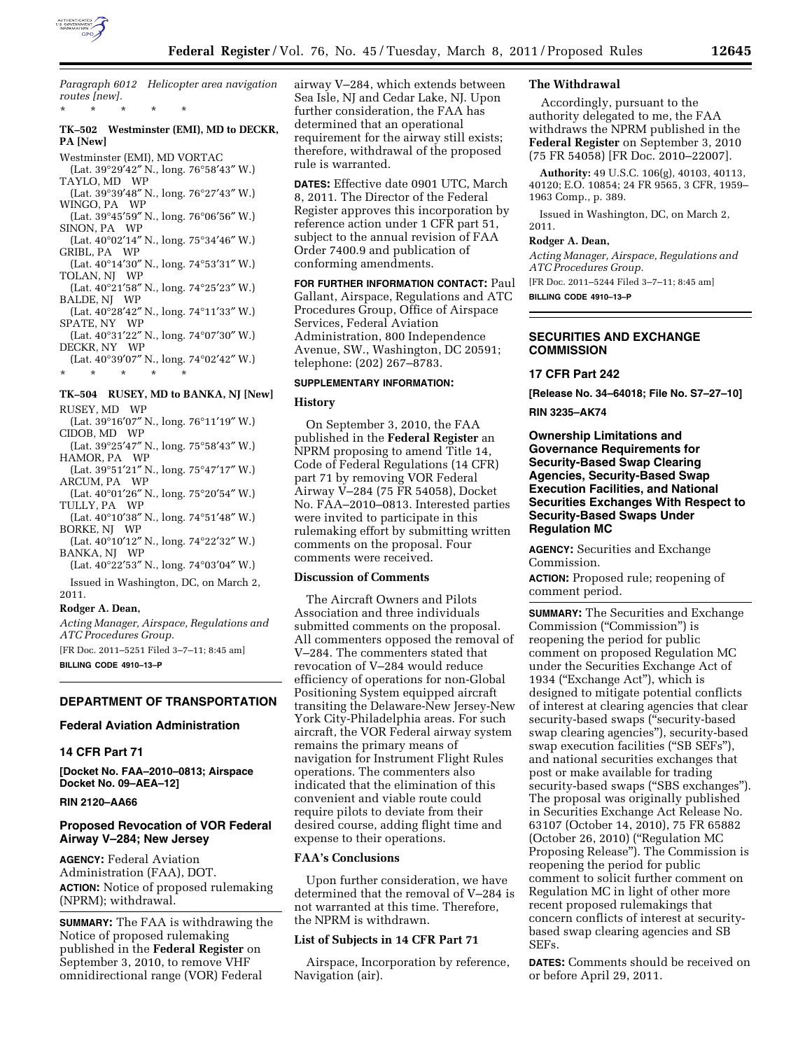*Paragraph 6012 Helicopter area navigation routes [new].*

\* \* \* \* \*

**TK–502 Westminster (EMI), MD to DECKR, PA [New]**

Westminster (EMI), MD VORTAC
(Lat. 39°29′42″ N., long. 76°58′43″ W.)
TAYLO, MD WP
(Lat. 39°39′48″ N., long. 76°27′43″ W.)
WINGO, PA WP
(Lat. 39°45′59″ N., long. 76°06′56″ W.)
SINON, PA WP
(Lat. 40°02′14″ N., long. 75°34′46″ W.)
GRIBL, PA WP
(Lat. 40°14′30″ N., long. 74°53′31″ W.)
TOLAN, NJ WP
(Lat. 40°21′58″ N., long. 74°25′23″ W.)
BALDE, NJ WP
(Lat. 40°28′42″ N., long. 74°11′33″ W.)
SPATE, NY WP
(Lat. 40°31′22″ N., long. 74°07′30″ W.)
DECKR, NY WP
(Lat. 40°39′07″ N., long. 74°02′42″ W.)

\* \* \* \* \*

**TK–504 RUSEY, MD to BANKA, NJ [New]**

RUSEY, MD WP
(Lat. 39°16′07″ N., long. 76°11′19″ W.)
CIDOB, MD WP
(Lat. 39°25′47″ N., long. 75°58′43″ W.)
HAMOR, PA WP
(Lat. 39°51′21″ N., long. 75°47′17″ W.)
ARCUM, PA WP
(Lat. 40°01′26″ N., long. 75°20′54″ W.)
TULLY, PA WP
(Lat. 40°10′38″ N., long. 74°51′48″ W.)
BORKE, NJ WP
(Lat. 40°10′12″ N., long. 74°22′32″ W.)
BANKA, NJ WP
(Lat. 40°22′53″ N., long. 74°03′04″ W.)

Issued in Washington, DC, on March 2, 2011.

**Rodger A. Dean,**

*Acting Manager, Airspace, Regulations and ATC Procedures Group.*

[FR Doc. 2011–5251 Filed 3–7–11; 8:45 am]

**BILLING CODE 4910–13–P**

## DEPARTMENT OF TRANSPORTATION

### Federal Aviation Administration

### 14 CFR Part 71

**[Docket No. FAA–2010–0813; Airspace Docket No. 09–AEA–12]**

**RIN 2120–AA66**

### Proposed Revocation of VOR Federal Airway V–284; New Jersey

**AGENCY:** Federal Aviation Administration (FAA), DOT.

**ACTION:** Notice of proposed rulemaking (NPRM); withdrawal.

**SUMMARY:** The FAA is withdrawing the Notice of proposed rulemaking published in the **Federal Register** on September 3, 2010, to remove VHF omnidirectional range (VOR) Federal airway V–284, which extends between Sea Isle, NJ and Cedar Lake, NJ. Upon further consideration, the FAA has determined that an operational requirement for the airway still exists; therefore, withdrawal of the proposed rule is warranted.

**DATES:** Effective date 0901 UTC, March 8, 2011. The Director of the Federal Register approves this incorporation by reference action under 1 CFR part 51, subject to the annual revision of FAA Order 7400.9 and publication of conforming amendments.

**FOR FURTHER INFORMATION CONTACT:** Paul Gallant, Airspace, Regulations and ATC Procedures Group, Office of Airspace Services, Federal Aviation Administration, 800 Independence Avenue, SW., Washington, DC 20591; telephone: (202) 267–8783.

**SUPPLEMENTARY INFORMATION:**

#### History

On September 3, 2010, the FAA published in the **Federal Register** an NPRM proposing to amend Title 14, Code of Federal Regulations (14 CFR) part 71 by removing VOR Federal Airway V–284 (75 FR 54058), Docket No. FAA–2010–0813. Interested parties were invited to participate in this rulemaking effort by submitting written comments on the proposal. Four comments were received.

#### Discussion of Comments

The Aircraft Owners and Pilots Association and three individuals submitted comments on the proposal. All commenters opposed the removal of V–284. The commenters stated that revocation of V–284 would reduce efficiency of operations for non-Global Positioning System equipped aircraft transiting the Delaware-New Jersey-New York City-Philadelphia areas. For such aircraft, the VOR Federal airway system remains the primary means of navigation for Instrument Flight Rules operations. The commenters also indicated that the elimination of this convenient and viable route could require pilots to deviate from their desired course, adding flight time and expense to their operations.

#### FAA's Conclusions

Upon further consideration, we have determined that the removal of V–284 is not warranted at this time. Therefore, the NPRM is withdrawn.

#### List of Subjects in 14 CFR Part 71

Airspace, Incorporation by reference, Navigation (air).

#### The Withdrawal

Accordingly, pursuant to the authority delegated to me, the FAA withdraws the NPRM published in the **Federal Register** on September 3, 2010 (75 FR 54058) [FR Doc. 2010–22007].

**Authority:** 49 U.S.C. 106(g), 40103, 40113, 40120; E.O. 10854; 24 FR 9565, 3 CFR, 1959–1963 Comp., p. 389.

Issued in Washington, DC, on March 2, 2011.

**Rodger A. Dean,**

*Acting Manager, Airspace, Regulations and ATC Procedures Group.*

[FR Doc. 2011–5244 Filed 3–7–11; 8:45 am]

**BILLING CODE 4910–13–P**

## SECURITIES AND EXCHANGE COMMISSION

### 17 CFR Part 242

**[Release No. 34–64018; File No. S7–27–10]**

**RIN 3235–AK74**

### Ownership Limitations and Governance Requirements for Security-Based Swap Clearing Agencies, Security-Based Swap Execution Facilities, and National Securities Exchanges With Respect to Security-Based Swaps Under Regulation MC

**AGENCY:** Securities and Exchange Commission.

**ACTION:** Proposed rule; reopening of comment period.

**SUMMARY:** The Securities and Exchange Commission ("Commission") is reopening the period for public comment on proposed Regulation MC under the Securities Exchange Act of 1934 ("Exchange Act"), which is designed to mitigate potential conflicts of interest at clearing agencies that clear security-based swaps ("security-based swap clearing agencies"), security-based swap execution facilities ("SB SEFs"), and national securities exchanges that post or make available for trading security-based swaps ("SBS exchanges"). The proposal was originally published in Securities Exchange Act Release No. 63107 (October 14, 2010), 75 FR 65882 (October 26, 2010) ("Regulation MC Proposing Release"). The Commission is reopening the period for public comment to solicit further comment on Regulation MC in light of other more recent proposed rulemakings that concern conflicts of interest at security-based swap clearing agencies and SB SEFs.

**DATES:** Comments should be received on or before April 29, 2011.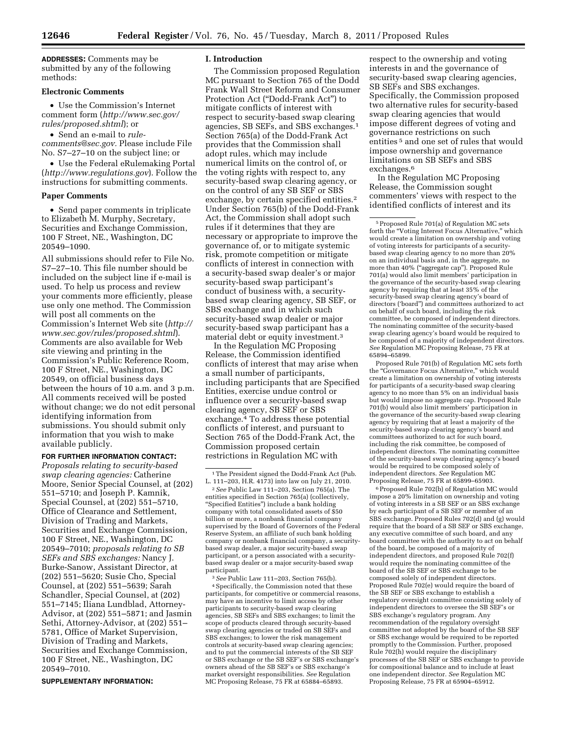**ADDRESSES:** Comments may be submitted by any of the following methods:

**Electronic Comments**

- Use the Commission's Internet comment form (*http://www.sec.gov/rules/proposed.shtml*); or
- Send an e-mail to *rule-comments@sec.gov*. Please include File No. S7–27–10 on the subject line; or
- Use the Federal eRulemaking Portal (*http://www.regulations.gov*). Follow the instructions for submitting comments.

**Paper Comments**

- Send paper comments in triplicate to Elizabeth M. Murphy, Secretary, Securities and Exchange Commission, 100 F Street, NE., Washington, DC 20549–1090.

All submissions should refer to File No. S7–27–10. This file number should be included on the subject line if e-mail is used. To help us process and review your comments more efficiently, please use only one method. The Commission will post all comments on the Commission's Internet Web site (*http://www.sec.gov/rules/proposed.shtml*). Comments are also available for Web site viewing and printing in the Commission's Public Reference Room, 100 F Street, NE., Washington, DC 20549, on official business days between the hours of 10 a.m. and 3 p.m. All comments received will be posted without change; we do not edit personal identifying information from submissions. You should submit only information that you wish to make available publicly.

**FOR FURTHER INFORMATION CONTACT:** *Proposals relating to security-based swap clearing agencies:* Catherine Moore, Senior Special Counsel, at (202) 551–5710; and Joseph P. Kamnik, Special Counsel, at (202) 551–5710, Office of Clearance and Settlement, Division of Trading and Markets, Securities and Exchange Commission, 100 F Street, NE., Washington, DC 20549–7010; *proposals relating to SB SEFs and SBS exchanges:* Nancy J. Burke-Sanow, Assistant Director, at (202) 551–5620; Susie Cho, Special Counsel, at (202) 551–5639; Sarah Schandler, Special Counsel, at (202) 551–7145; Iliana Lundblad, Attorney-Advisor, at (202) 551–5871; and Jasmin Sethi, Attorney-Advisor, at (202) 551–5781, Office of Market Supervision, Division of Trading and Markets, Securities and Exchange Commission, 100 F Street, NE., Washington, DC 20549–7010.

**SUPPLEMENTARY INFORMATION:**

## I. Introduction

The Commission proposed Regulation MC pursuant to Section 765 of the Dodd Frank Wall Street Reform and Consumer Protection Act ("Dodd-Frank Act") to mitigate conflicts of interest with respect to security-based swap clearing agencies, SB SEFs, and SBS exchanges.[1] Section 765(a) of the Dodd-Frank Act provides that the Commission shall adopt rules, which may include numerical limits on the control of, or the voting rights with respect to, any security-based swap clearing agency, or on the control of any SB SEF or SBS exchange, by certain specified entities.[2] Under Section 765(b) of the Dodd-Frank Act, the Commission shall adopt such rules if it determines that they are necessary or appropriate to improve the governance of, or to mitigate systemic risk, promote competition or mitigate conflicts of interest in connection with a security-based swap dealer's or major security-based swap participant's conduct of business with, a security-based swap clearing agency, SB SEF, or SBS exchange and in which such security-based swap dealer or major security-based swap participant has a material debt or equity investment.[3]

In the Regulation MC Proposing Release, the Commission identified conflicts of interest that may arise when a small number of participants, including participants that are Specified Entities, exercise undue control or influence over a security-based swap clearing agency, SB SEF or SBS exchange.[4] To address these potential conflicts of interest, and pursuant to Section 765 of the Dodd-Frank Act, the Commission proposed certain restrictions in Regulation MC with respect to the ownership and voting interests in and the governance of security-based swap clearing agencies, SB SEFs and SBS exchanges. Specifically, the Commission proposed two alternative rules for security-based swap clearing agencies that would impose different degrees of voting and governance restrictions on such entities[5] and one set of rules that would impose ownership and governance limitations on SB SEFs and SBS exchanges.[6]

In the Regulation MC Proposing Release, the Commission sought commenters' views with respect to the identified conflicts of interest and its

---

[1] The President signed the Dodd-Frank Act (Pub. L. 111–203, H.R. 4173) into law on July 21, 2010.

[2] *See* Public Law 111–203, Section 765(a). The entities specified in Section 765(a) (collectively, "Specified Entities") include a bank holding company with total consolidated assets of $50 billion or more, a nonbank financial company supervised by the Board of Governors of the Federal Reserve System, an affiliate of such bank holding company or nonbank financial company, a security-based swap dealer, a major security-based swap participant, or a person associated with a security-based swap dealer or a major security-based swap participant.

[3] *See* Public Law 111–203, Section 765(b).

[4] Specifically, the Commission noted that these participants, for competitive or commercial reasons, may have an incentive to limit access by other participants to security-based swap clearing agencies, SB SEFs and SBS exchanges; to limit the scope of products cleared through security-based swap clearing agencies or traded on SB SEFs and SBS exchanges; to lower the risk management controls at security-based swap clearing agencies; and to put the commercial interests of the SB SEF or SBS exchange or the SB SEF's or SBS exchange's owners ahead of the SB SEF's or SBS exchange's market oversight responsibilities. *See* Regulation MC Proposing Release, 75 FR at 65884–65893.

[5] Proposed Rule 701(a) of Regulation MC sets forth the "Voting Interest Focus Alternative," which would create a limitation on ownership and voting of voting interests for participants of a security-based swap clearing agency to no more than 20% on an individual basis and, in the aggregate, no more than 40% ("aggregate cap"). Proposed Rule 701(a) would also limit members' participation in the governance of the security-based swap clearing agency by requiring that at least 35% of the security-based swap clearing agency's board of directors ('board") and committees authorized to act on behalf of such board, including the risk committee, be composed of independent directors. The nominating committee of the security-based swap clearing agency's board would be required to be composed of a majority of independent directors. *See* Regulation MC Proposing Release, 75 FR at 65894–65899.

Proposed Rule 701(b) of Regulation MC sets forth the "Governance Focus Alternative," which would create a limitation on ownership of voting interests for participants of a security-based swap clearing agency to no more than 5% on an individual basis but would impose no aggregate cap. Proposed Rule 701(b) would also limit members' participation in the governance of the security-based swap clearing agency by requiring that at least a majority of the security-based swap clearing agency's board and committees authorized to act for such board, including the risk committee, be composed of independent directors. The nominating committee of the security-based swap clearing agency's board would be required to be composed solely of independent directors. *See* Regulation MC Proposing Release, 75 FR at 65899–65903.

[6] Proposed Rule 702(b) of Regulation MC would impose a 20% limitation on ownership and voting of voting interests in a SB SEF or an SBS exchange by each participant of a SB SEF or member of an SBS exchange. Proposed Rules 702(d) and (g) would require that the board of a SB SEF or SBS exchange, any executive committee of such board, and any board committee with the authority to act on behalf of the board, be composed of a majority of independent directors, and proposed Rule 702(f) would require the nominating committee of the board of the SB SEF or SBS exchange to be composed solely of independent directors. Proposed Rule 702(e) would require the board of the SB SEF or SBS exchange to establish a regulatory oversight committee consisting solely of independent directors to oversee the SB SEF's or SBS exchange's regulatory program. Any recommendation of the regulatory oversight committee not adopted by the board of the SB SEF or SBS exchange would be required to be reported promptly to the Commission. Further, proposed Rule 702(h) would require the disciplinary processes of the SB SEF or SBS exchange to provide for compositional balance and to include at least one independent director. *See* Regulation MC Proposing Release, 75 FR at 65904–65912.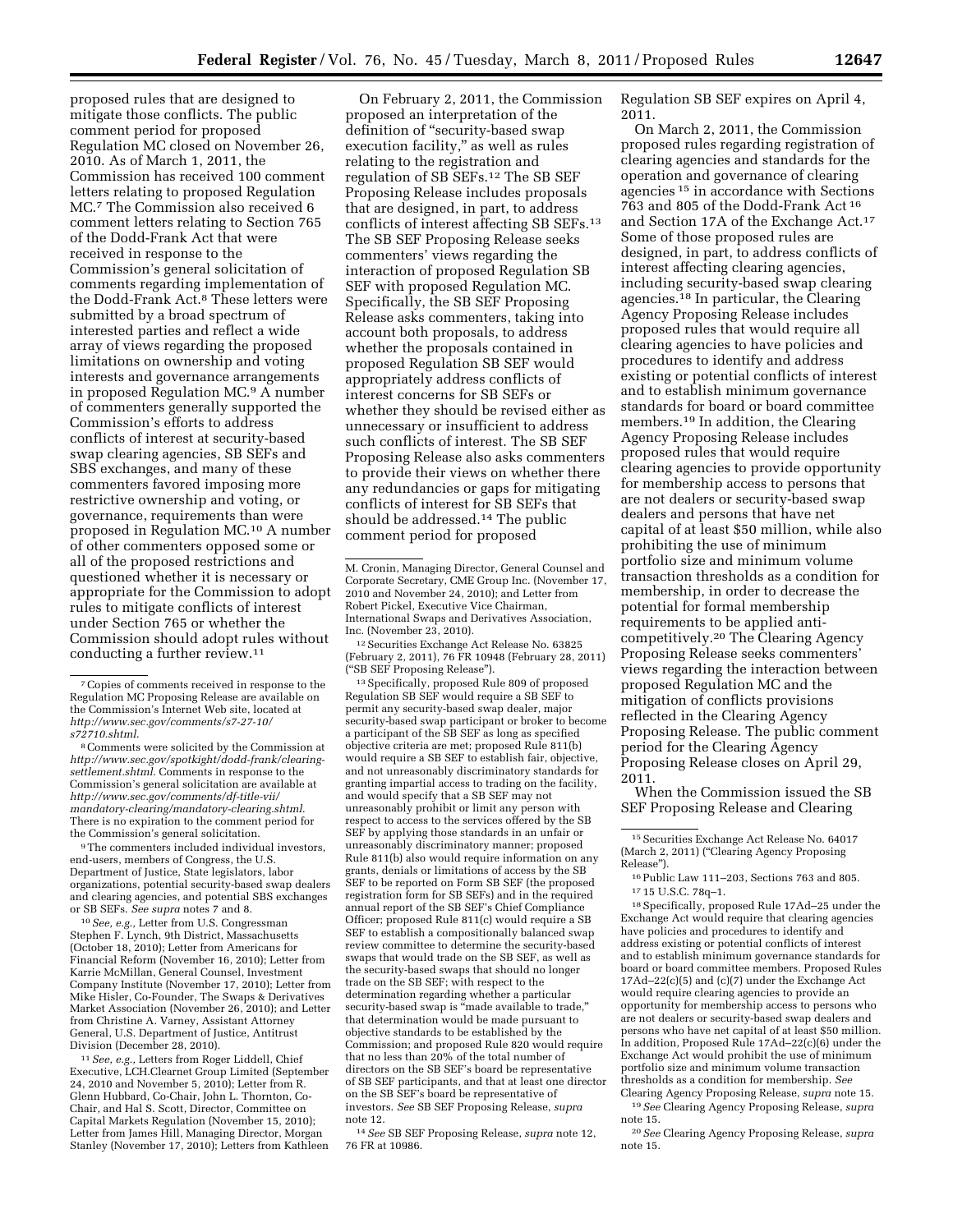proposed rules that are designed to mitigate those conflicts. The public comment period for proposed Regulation MC closed on November 26, 2010. As of March 1, 2011, the Commission has received 100 comment letters relating to proposed Regulation MC.[7] The Commission also received 6 comment letters relating to Section 765 of the Dodd-Frank Act that were received in response to the Commission's general solicitation of comments regarding implementation of the Dodd-Frank Act.[8] These letters were submitted by a broad spectrum of interested parties and reflect a wide array of views regarding the proposed limitations on ownership and voting interests and governance arrangements in proposed Regulation MC.[9] A number of commenters generally supported the Commission's efforts to address conflicts of interest at security-based swap clearing agencies, SB SEFs and SBS exchanges, and many of these commenters favored imposing more restrictive ownership and voting, or governance, requirements than were proposed in Regulation MC.[10] A number of other commenters opposed some or all of the proposed restrictions and questioned whether it is necessary or appropriate for the Commission to adopt rules to mitigate conflicts of interest under Section 765 or whether the Commission should adopt rules without conducting a further review.[11]

On February 2, 2011, the Commission proposed an interpretation of the definition of "security-based swap execution facility," as well as rules relating to the registration and regulation of SB SEFs.[12] The SB SEF Proposing Release includes proposals that are designed, in part, to address conflicts of interest affecting SB SEFs.[13] The SB SEF Proposing Release seeks commenters' views regarding the interaction of proposed Regulation SB SEF with proposed Regulation MC. Specifically, the SB SEF Proposing Release asks commenters, taking into account both proposals, to address whether the proposals contained in proposed Regulation SB SEF would appropriately address conflicts of interest concerns for SB SEFs or whether they should be revised either as unnecessary or insufficient to address such conflicts of interest. The SB SEF Proposing Release also asks commenters to provide their views on whether there any redundancies or gaps for mitigating conflicts of interest for SB SEFs that should be addressed.[14] The public comment period for proposed Regulation SB SEF expires on April 4, 2011.

On March 2, 2011, the Commission proposed rules regarding registration of clearing agencies and standards for the operation and governance of clearing agencies[15] in accordance with Sections 763 and 805 of the Dodd-Frank Act[16] and Section 17A of the Exchange Act.[17] Some of those proposed rules are designed, in part, to address conflicts of interest affecting clearing agencies, including security-based swap clearing agencies.[18] In particular, the Clearing Agency Proposing Release includes proposed rules that would require all clearing agencies to have policies and procedures to identify and address existing or potential conflicts of interest and to establish minimum governance standards for board or board committee members.[19] In addition, the Clearing Agency Proposing Release includes proposed rules that would require clearing agencies to provide opportunity for membership access to persons that are not dealers or security-based swap dealers and persons that have net capital of at least $50 million, while also prohibiting the use of minimum portfolio size and minimum volume transaction thresholds as a condition for membership, in order to decrease the potential for formal membership requirements to be applied anti-competitively.[20] The Clearing Agency Proposing Release seeks commenters' views regarding the interaction between proposed Regulation MC and the mitigation of conflicts provisions reflected in the Clearing Agency Proposing Release. The public comment period for the Clearing Agency Proposing Release closes on April 29, 2011.

When the Commission issued the SB SEF Proposing Release and Clearing

---

[7] Copies of comments received in response to the Regulation MC Proposing Release are available on the Commission's Internet Web site, located at *http://www.sec.gov/comments/s7-27-10/s72710.shtml*.

[8] Comments were solicited by the Commission at *http://www.sec.gov/spotkight/dodd-frank/clearing-settlement.shtml*. Comments in response to the Commission's general solicitation are available at *http://www.sec.gov/comments/df-title-vii/mandatory-clearing/mandatory-clearing.shtml*. There is no expiration to the comment period for the Commission's general solicitation.

[9] The commenters included individual investors, end-users, members of Congress, the U.S. Department of Justice, State legislators, labor organizations, potential security-based swap dealers and clearing agencies, and potential SBS exchanges or SB SEFs. *See supra* notes 7 and 8.

[10] *See, e.g.,* Letter from U.S. Congressman Stephen F. Lynch, 9th District, Massachusetts (October 18, 2010); Letter from Americans for Financial Reform (November 16, 2010); Letter from Karrie McMillan, General Counsel, Investment Company Institute (November 17, 2010); Letter from Mike Hisler, Co-Founder, The Swaps & Derivatives Market Association (November 26, 2010); and Letter from Christine A. Varney, Assistant Attorney General, U.S. Department of Justice, Antitrust Division (December 28, 2010).

[11] *See, e.g.,* Letters from Roger Liddell, Chief Executive, LCH.Clearnet Group Limited (September 24, 2010 and November 5, 2010); Letter from R. Glenn Hubbard, Co-Chair, John L. Thornton, Co-Chair, and Hal S. Scott, Director, Committee on Capital Markets Regulation (November 15, 2010); Letter from James Hill, Managing Director, Morgan Stanley (November 17, 2010); Letters from Kathleen M. Cronin, Managing Director, General Counsel and Corporate Secretary, CME Group Inc. (November 17, 2010 and November 24, 2010); and Letter from Robert Pickel, Executive Vice Chairman, International Swaps and Derivatives Association, Inc. (November 23, 2010).

[12] Securities Exchange Act Release No. 63825 (February 2, 2011), 76 FR 10948 (February 28, 2011) ("SB SEF Proposing Release").

[13] Specifically, proposed Rule 809 of proposed Regulation SB SEF would require a SB SEF to permit any security-based swap dealer, major security-based swap participant or broker to become a participant of the SB SEF as long as specified objective criteria are met; proposed Rule 811(b) would require a SB SEF to establish fair, objective, and not unreasonably discriminatory standards for granting impartial access to trading on the facility, and would specify that a SB SEF may not unreasonably prohibit or limit any person with respect to access to the services offered by the SB SEF by applying those standards in an unfair or unreasonably discriminatory manner; proposed Rule 811(b) also would require information on any grants, denials or limitations of access by the SB SEF to be reported on Form SB SEF (the proposed registration form for SB SEFs) and in the required annual report of the SB SEF's Chief Compliance Officer; proposed Rule 811(c) would require a SB SEF to establish a compositionally balanced swap review committee to determine the security-based swaps that would trade on the SB SEF, as well as the security-based swaps that should no longer trade on the SB SEF; with respect to the determination regarding whether a particular security-based swap is "made available to trade," that determination would be made pursuant to objective standards to be established by the Commission; and proposed Rule 820 would require that no less than 20% of the total number of directors on the SB SEF's board be representative of SB SEF participants, and that at least one director on the SB SEF's board be representative of investors. *See* SB SEF Proposing Release, *supra* note 12.

[14] *See* SB SEF Proposing Release, *supra* note 12, 76 FR at 10986.

[15] Securities Exchange Act Release No. 64017 (March 2, 2011) ("Clearing Agency Proposing Release").

[16] Public Law 111–203, Sections 763 and 805.

[17] 15 U.S.C. 78q–1.

[18] Specifically, proposed Rule 17Ad–25 under the Exchange Act would require that clearing agencies have policies and procedures to identify and address existing or potential conflicts of interest and to establish minimum governance standards for board or board committee members. Proposed Rules 17Ad–22(c)(5) and (c)(7) under the Exchange Act would require clearing agencies to provide an opportunity for membership access to persons who are not dealers or security-based swap dealers and persons who have net capital of at least $50 million. In addition, Proposed Rule 17Ad–22(c)(6) under the Exchange Act would prohibit the use of minimum portfolio size and minimum volume transaction thresholds as a condition for membership. *See* Clearing Agency Proposing Release, *supra* note 15.

[19] *See* Clearing Agency Proposing Release, *supra* note 15.

[20] *See* Clearing Agency Proposing Release, *supra* note 15.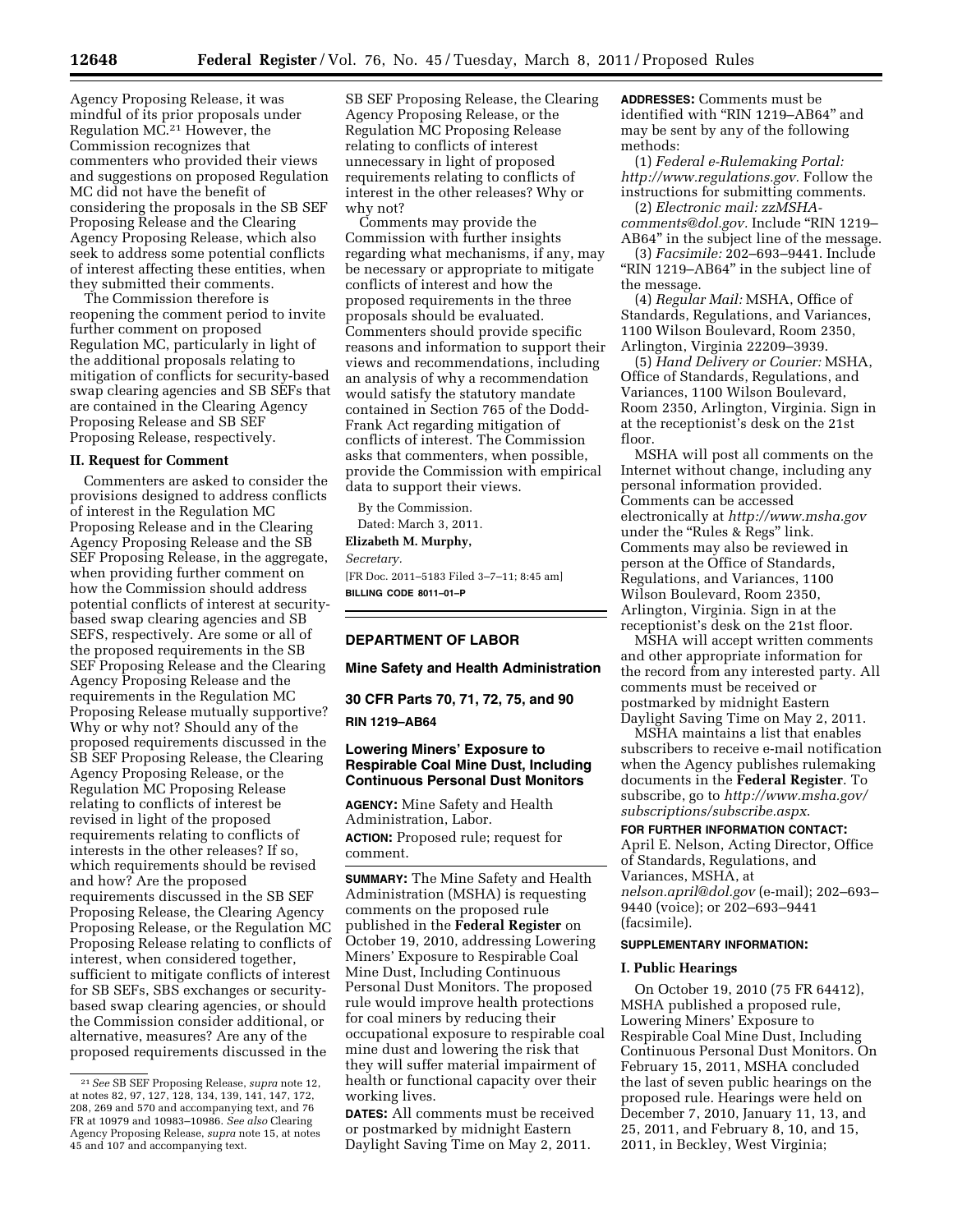Agency Proposing Release, it was mindful of its prior proposals under Regulation MC.[21] However, the Commission recognizes that commenters who provided their views and suggestions on proposed Regulation MC did not have the benefit of considering the proposals in the SB SEF Proposing Release and the Clearing Agency Proposing Release, which also seek to address some potential conflicts of interest affecting these entities, when they submitted their comments.

The Commission therefore is reopening the comment period to invite further comment on proposed Regulation MC, particularly in light of the additional proposals relating to mitigation of conflicts for security-based swap clearing agencies and SB SEFs that are contained in the Clearing Agency Proposing Release and SB SEF Proposing Release, respectively.

### II. Request for Comment

Commenters are asked to consider the provisions designed to address conflicts of interest in the Regulation MC Proposing Release and in the Clearing Agency Proposing Release and the SB SEF Proposing Release, in the aggregate, when providing further comment on how the Commission should address potential conflicts of interest at security-based swap clearing agencies and SB SEFS, respectively. Are some or all of the proposed requirements in the SB SEF Proposing Release and the Clearing Agency Proposing Release and the requirements in the Regulation MC Proposing Release mutually supportive? Why or why not? Should any of the proposed requirements discussed in the SB SEF Proposing Release, the Clearing Agency Proposing Release, or the Regulation MC Proposing Release relating to conflicts of interest be revised in light of the proposed requirements relating to conflicts of interests in the other releases? If so, which requirements should be revised and how? Are the proposed requirements discussed in the SB SEF Proposing Release, the Clearing Agency Proposing Release, or the Regulation MC Proposing Release relating to conflicts of interest, when considered together, sufficient to mitigate conflicts of interest for SB SEFs, SBS exchanges or security-based swap clearing agencies, or should the Commission consider additional, or alternative, measures? Are any of the proposed requirements discussed in the SB SEF Proposing Release, the Clearing Agency Proposing Release, or the Regulation MC Proposing Release relating to conflicts of interest unnecessary in light of proposed requirements relating to conflicts of interest in the other releases? Why or why not?

Comments may provide the Commission with further insights regarding what mechanisms, if any, may be necessary or appropriate to mitigate conflicts of interest and how the proposed requirements in the three proposals should be evaluated. Commenters should provide specific reasons and information to support their views and recommendations, including an analysis of why a recommendation would satisfy the statutory mandate contained in Section 765 of the Dodd-Frank Act regarding mitigation of conflicts of interest. The Commission asks that commenters, when possible, provide the Commission with empirical data to support their views.

By the Commission.

Dated: March 3, 2011.

**Elizabeth M. Murphy,**

*Secretary.*

[FR Doc. 2011–5183 Filed 3–7–11; 8:45 am]

**BILLING CODE 8011–01–P**

[21] *See* SB SEF Proposing Release, *supra* note 12, at notes 82, 97, 127, 128, 134, 139, 141, 147, 172, 208, 269 and 570 and accompanying text, and 76 FR at 10979 and 10983–10986. *See also* Clearing Agency Proposing Release, *supra* note 15, at notes 45 and 107 and accompanying text.

## DEPARTMENT OF LABOR

### Mine Safety and Health Administration

### 30 CFR Parts 70, 71, 72, 75, and 90

**RIN 1219–AB64**

### Lowering Miners' Exposure to Respirable Coal Mine Dust, Including Continuous Personal Dust Monitors

**AGENCY:** Mine Safety and Health Administration, Labor.

**ACTION:** Proposed rule; request for comment.

**SUMMARY:** The Mine Safety and Health Administration (MSHA) is requesting comments on the proposed rule published in the **Federal Register** on October 19, 2010, addressing Lowering Miners' Exposure to Respirable Coal Mine Dust, Including Continuous Personal Dust Monitors. The proposed rule would improve health protections for coal miners by reducing their occupational exposure to respirable coal mine dust and lowering the risk that they will suffer material impairment of health or functional capacity over their working lives.

**DATES:** All comments must be received or postmarked by midnight Eastern Daylight Saving Time on May 2, 2011.

**ADDRESSES:** Comments must be identified with "RIN 1219–AB64" and may be sent by any of the following methods:

(1) *Federal e-Rulemaking Portal: http://www.regulations.gov.* Follow the instructions for submitting comments.

(2) *Electronic mail: zzMSHA-comments@dol.gov.* Include "RIN 1219–AB64" in the subject line of the message.

(3) *Facsimile:* 202–693–9441. Include "RIN 1219–AB64" in the subject line of the message.

(4) *Regular Mail:* MSHA, Office of Standards, Regulations, and Variances, 1100 Wilson Boulevard, Room 2350, Arlington, Virginia 22209–3939.

(5) *Hand Delivery or Courier:* MSHA, Office of Standards, Regulations, and Variances, 1100 Wilson Boulevard, Room 2350, Arlington, Virginia. Sign in at the receptionist's desk on the 21st floor.

MSHA will post all comments on the Internet without change, including any personal information provided. Comments can be accessed electronically at *http://www.msha.gov* under the "Rules & Regs" link. Comments may also be reviewed in person at the Office of Standards, Regulations, and Variances, 1100 Wilson Boulevard, Room 2350, Arlington, Virginia. Sign in at the receptionist's desk on the 21st floor.

MSHA will accept written comments and other appropriate information for the record from any interested party. All comments must be received or postmarked by midnight Eastern Daylight Saving Time on May 2, 2011.

MSHA maintains a list that enables subscribers to receive e-mail notification when the Agency publishes rulemaking documents in the **Federal Register**. To subscribe, go to *http://www.msha.gov/subscriptions/subscribe.aspx*.

**FOR FURTHER INFORMATION CONTACT:** April E. Nelson, Acting Director, Office of Standards, Regulations, and Variances, MSHA, at *nelson.april@dol.gov* (e-mail); 202–693–9440 (voice); or 202–693–9441 (facsimile).

**SUPPLEMENTARY INFORMATION:**

### I. Public Hearings

On October 19, 2010 (75 FR 64412), MSHA published a proposed rule, Lowering Miners' Exposure to Respirable Coal Mine Dust, Including Continuous Personal Dust Monitors. On February 15, 2011, MSHA concluded the last of seven public hearings on the proposed rule. Hearings were held on December 7, 2010, January 11, 13, and 25, 2011, and February 8, 10, and 15, 2011, in Beckley, West Virginia;